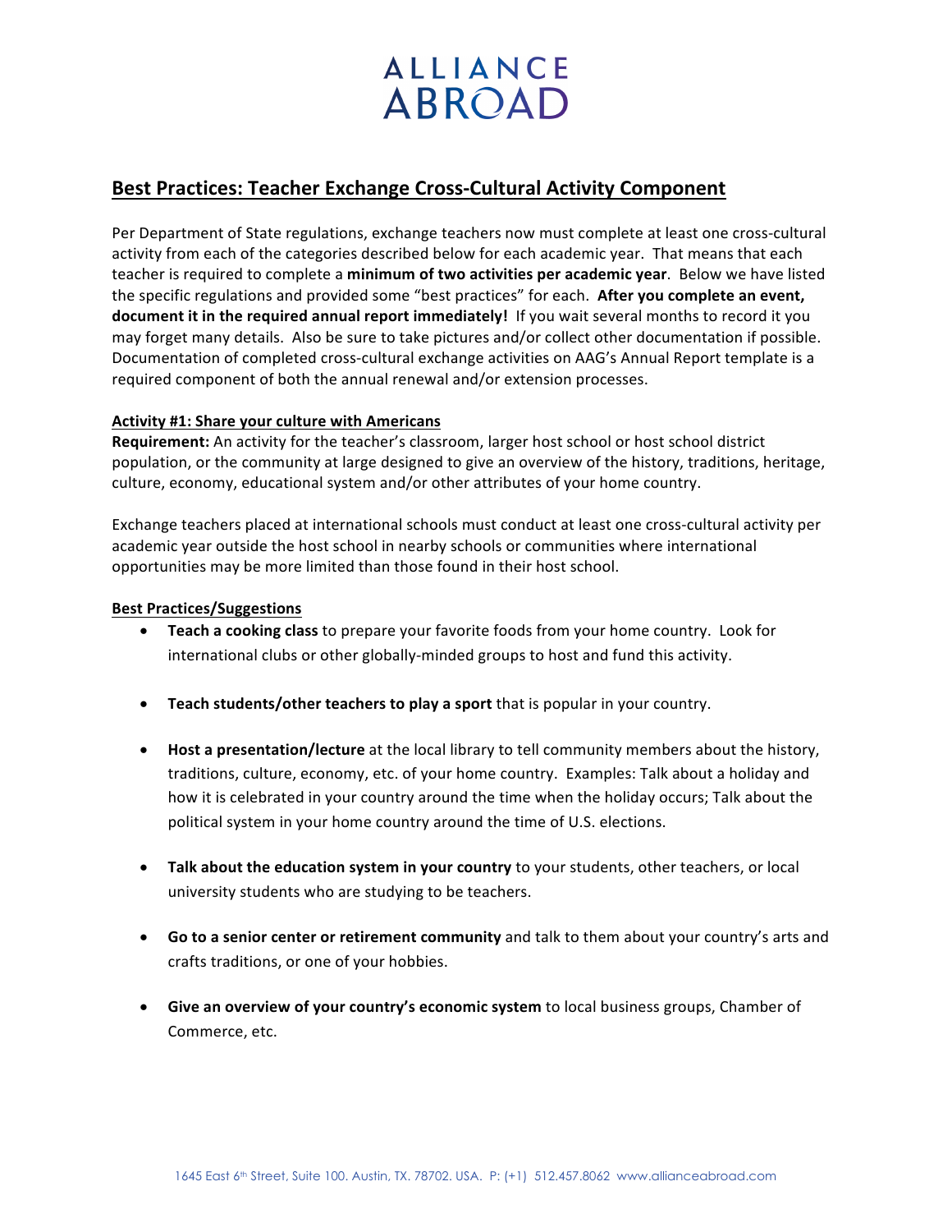# Best Practices: Teacher Exchange Cross-Cultural Activity Component

Per Department of State regulations, exchange teachers now must complete at least one cross-cultural activity from each of the categories described below for each academic year. That means that each teacher is required to complete a **minimum of two activities per academic year**. Below we have listed the specific regulations and provided some "best practices" for each. **After you complete an event, document it in the required annual report immediately!** If you wait several months to record it you may forget many details. Also be sure to take pictures and/or collect other documentation if possible. Documentation of completed cross-cultural exchange activities on AAG's Annual Report template is a required component of both the annual renewal and/or extension processes.

## Activity #1: Share your culture with Americans

**Requirement:** An activity for the teacher's classroom, larger host school or host school district population, or the community at large designed to give an overview of the history, traditions, heritage, culture, economy, educational system and/or other attributes of your home country.

Exchange teachers placed at international schools must conduct at least one cross-cultural activity per academic year outside the host school in nearby schools or communities where international opportunities may be more limited than those found in their host school.

### Best Practices/Suggestions

- **Teach a cooking class** to prepare your favorite foods from your home country. Look for international clubs or other globally-minded groups to host and fund this activity.
- **Teach students/other teachers to play a sport** that is popular in your country.
- **Host a presentation/lecture** at the local library to tell community members about the history, traditions, culture, economy, etc. of your home country. Examples: Talk about a holiday and how it is celebrated in your country around the time when the holiday occurs; Talk about the political system in your home country around the time of U.S. elections.
- **Talk about the education system in your country** to your students, other teachers, or local university students who are studying to be teachers.
- **Go to a senior center or retirement community** and talk to them about your country's arts and crafts traditions, or one of your hobbies.
- **Give an overview of your country's economic system** to local business groups, Chamber of Commerce, etc.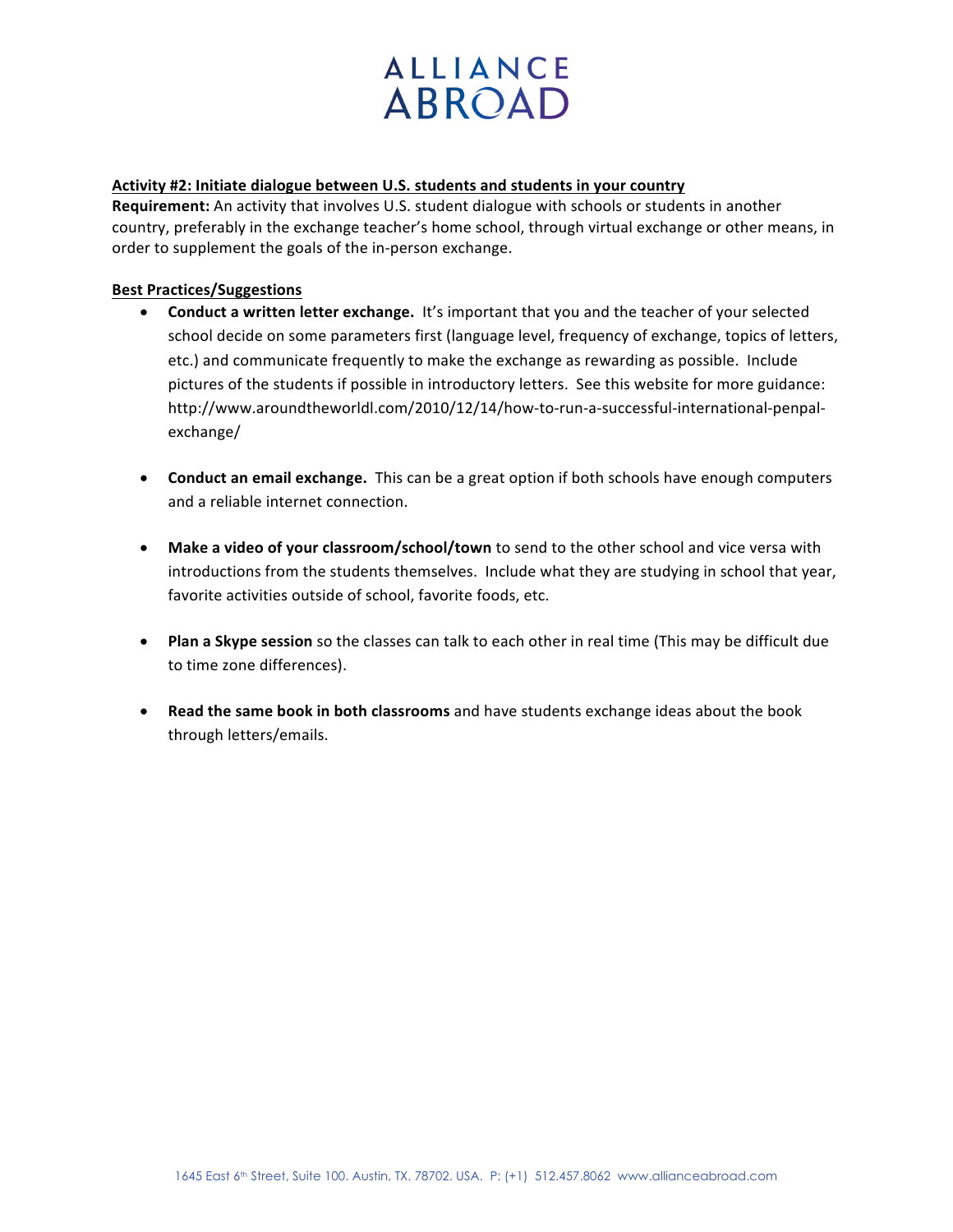**ALLIANCE ABROAD**

**Activity #2: Initiate dialogue between U.S. students and students in your country**

**Requirement:** An activity that involves U.S. student dialogue with schools or students in another country, preferably in the exchange teacher's home school, through virtual exchange or other means, in order to supplement the goals of the in-person exchange.

**Best Practices/Suggestions**

- **Conduct a written letter exchange.** It's important that you and the teacher of your selected school decide on some parameters first (language level, frequency of exchange, topics of letters, etc.) and communicate frequently to make the exchange as rewarding as possible. Include pictures of the students if possible in introductory letters. See this website for more guidance: http://www.aroundtheworldl.com/2010/12/14/how-to-run-a-successful-international-penpal-exchange/

- **Conduct an email exchange.** This can be a great option if both schools have enough computers and a reliable internet connection.

- **Make a video of your classroom/school/town** to send to the other school and vice versa with introductions from the students themselves. Include what they are studying in school that year, favorite activities outside of school, favorite foods, etc.

- **Plan a Skype session** so the classes can talk to each other in real time (This may be difficult due to time zone differences).

- **Read the same book in both classrooms** and have students exchange ideas about the book through letters/emails.